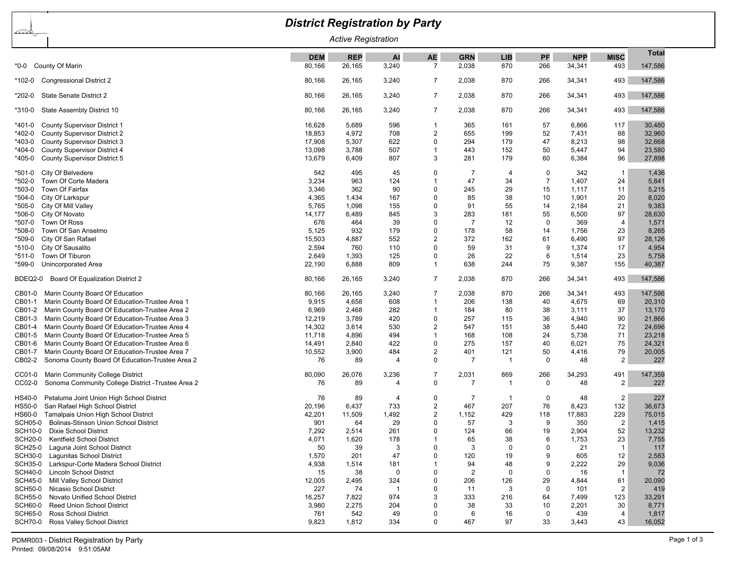# District Registration by Party

*Active Registration*

| | DEM | REP | AI | AE | GRN | LIB | PF | NPP | MISC | Total |
|---|---|---|---|---|---|---|---|---|---|---|
| *0-0 County Of Marin | 80,166 | 26,165 | 3,240 | 7 | 2,038 | 870 | 266 | 34,341 | 493 | 147,586 |
| *102-0 Congressional District 2 | 80,166 | 26,165 | 3,240 | 7 | 2,038 | 870 | 266 | 34,341 | 493 | 147,586 |
| *202-0 State Senate District 2 | 80,166 | 26,165 | 3,240 | 7 | 2,038 | 870 | 266 | 34,341 | 493 | 147,586 |
| *310-0 State Assembly District 10 | 80,166 | 26,165 | 3,240 | 7 | 2,038 | 870 | 266 | 34,341 | 493 | 147,586 |
| *401-0 County Supervisor District 1 | 16,628 | 5,689 | 596 | 1 | 365 | 161 | 57 | 6,866 | 117 | 30,480 |
| *402-0 County Supervisor District 2 | 18,853 | 4,972 | 708 | 2 | 655 | 199 | 52 | 7,431 | 88 | 32,960 |
| *403-0 County Supervisor District 3 | 17,908 | 5,307 | 622 | 0 | 294 | 179 | 47 | 8,213 | 98 | 32,668 |
| *404-0 County Supervisor District 4 | 13,098 | 3,788 | 507 | 1 | 443 | 152 | 50 | 5,447 | 94 | 23,580 |
| *405-0 County Supervisor District 5 | 13,679 | 6,409 | 807 | 3 | 281 | 179 | 60 | 6,384 | 96 | 27,898 |
| *501-0 City Of Belvedere | 542 | 495 | 45 | 0 | 7 | 4 | 0 | 342 | 1 | 1,436 |
| *502-0 Town Of Corte Madera | 3,234 | 963 | 124 | 1 | 47 | 34 | 7 | 1,407 | 24 | 5,841 |
| *503-0 Town Of Fairfax | 3,346 | 362 | 90 | 0 | 245 | 29 | 15 | 1,117 | 11 | 5,215 |
| *504-0 City Of Larkspur | 4,365 | 1,434 | 167 | 0 | 85 | 38 | 10 | 1,901 | 20 | 8,020 |
| *505-0 City Of Mill Valley | 5,765 | 1,098 | 155 | 0 | 91 | 55 | 14 | 2,184 | 21 | 9,383 |
| *506-0 City Of Novato | 14,177 | 6,489 | 845 | 3 | 283 | 181 | 55 | 6,500 | 97 | 28,630 |
| *507-0 Town Of Ross | 676 | 464 | 39 | 0 | 7 | 12 | 0 | 369 | 4 | 1,571 |
| *508-0 Town Of San Anselmo | 5,125 | 932 | 179 | 0 | 178 | 58 | 14 | 1,756 | 23 | 8,265 |
| *509-0 City Of San Rafael | 15,503 | 4,887 | 552 | 2 | 372 | 162 | 61 | 6,490 | 97 | 28,126 |
| *510-0 City Of Sausalito | 2,594 | 760 | 110 | 0 | 59 | 31 | 9 | 1,374 | 17 | 4,954 |
| *511-0 Town Of Tiburon | 2,649 | 1,393 | 125 | 0 | 26 | 22 | 6 | 1,514 | 23 | 5,758 |
| *599-0 Unincorporated Area | 22,190 | 6,888 | 809 | 1 | 638 | 244 | 75 | 9,387 | 155 | 40,387 |
| BDEQ2-0 Board Of Equalization District 2 | 80,166 | 26,165 | 3,240 | 7 | 2,038 | 870 | 266 | 34,341 | 493 | 147,586 |
| CB01-0 Marin County Board Of Education | 80,166 | 26,165 | 3,240 | 7 | 2,038 | 870 | 266 | 34,341 | 493 | 147,586 |
| CB01-1 Marin County Board Of Education-Trustee Area 1 | 9,915 | 4,658 | 608 | 1 | 206 | 138 | 40 | 4,675 | 69 | 20,310 |
| CB01-2 Marin County Board Of Education-Trustee Area 2 | 6,969 | 2,468 | 282 | 1 | 184 | 80 | 38 | 3,111 | 37 | 13,170 |
| CB01-3 Marin County Board Of Education-Trustee Area 3 | 12,219 | 3,789 | 420 | 0 | 257 | 115 | 36 | 4,940 | 90 | 21,866 |
| CB01-4 Marin County Board Of Education-Trustee Area 4 | 14,302 | 3,614 | 530 | 2 | 547 | 151 | 38 | 5,440 | 72 | 24,696 |
| CB01-5 Marin County Board Of Education-Trustee Area 5 | 11,718 | 4,896 | 494 | 1 | 168 | 108 | 24 | 5,738 | 71 | 23,218 |
| CB01-6 Marin County Board Of Education-Trustee Area 6 | 14,491 | 2,840 | 422 | 0 | 275 | 157 | 40 | 6,021 | 75 | 24,321 |
| CB01-7 Marin County Board Of Education-Trustee Area 7 | 10,552 | 3,900 | 484 | 2 | 401 | 121 | 50 | 4,416 | 79 | 20,005 |
| CB02-2 Sonoma County Board Of Education-Trustee Area 2 | 76 | 89 | 4 | 0 | 7 | 1 | 0 | 48 | 2 | 227 |
| CC01-0 Marin Community College District | 80,090 | 26,076 | 3,236 | 7 | 2,031 | 869 | 266 | 34,293 | 491 | 147,359 |
| CC02-0 Sonoma Community College District -Trustee Area 2 | 76 | 89 | 4 | 0 | 7 | 1 | 0 | 48 | 2 | 227 |
| HS40-0 Petaluma Joint Union High School District | 76 | 89 | 4 | 0 | 7 | 1 | 0 | 48 | 2 | 227 |
| HS50-0 San Rafael High School District | 20,196 | 6,437 | 733 | 2 | 467 | 207 | 76 | 8,423 | 132 | 36,673 |
| HS60-0 Tamalpais Union High School District | 42,201 | 11,509 | 1,492 | 2 | 1,152 | 429 | 118 | 17,883 | 229 | 75,015 |
| SCH05-0 Bolinas-Stinson Union School District | 901 | 64 | 29 | 0 | 57 | 3 | 9 | 350 | 2 | 1,415 |
| SCH10-0 Dixie School District | 7,292 | 2,514 | 261 | 0 | 124 | 66 | 19 | 2,904 | 52 | 13,232 |
| SCH20-0 Kentfield School District | 4,071 | 1,620 | 178 | 1 | 65 | 38 | 6 | 1,753 | 23 | 7,755 |
| SCH25-0 Laguna Joint School District | 50 | 39 | 3 | 0 | 3 | 0 | 0 | 21 | 1 | 117 |
| SCH30-0 Lagunitas School District | 1,570 | 201 | 47 | 0 | 120 | 19 | 9 | 605 | 12 | 2,583 |
| SCH35-0 Larkspur-Corte Madera School District | 4,938 | 1,514 | 181 | 1 | 94 | 48 | 9 | 2,222 | 29 | 9,036 |
| SCH40-0 Lincoln School District | 15 | 38 | 0 | 0 | 2 | 0 | 0 | 16 | 1 | 72 |
| SCH45-0 Mill Valley School District | 12,005 | 2,495 | 324 | 0 | 206 | 126 | 29 | 4,844 | 61 | 20,090 |
| SCH50-0 Nicasio School District | 227 | 74 | 1 | 0 | 11 | 3 | 0 | 101 | 2 | 419 |
| SCH55-0 Novato Unified School District | 16,257 | 7,822 | 974 | 3 | 333 | 216 | 64 | 7,499 | 123 | 33,291 |
| SCH60-0 Reed Union School District | 3,980 | 2,275 | 204 | 0 | 38 | 33 | 10 | 2,201 | 30 | 8,771 |
| SCH65-0 Ross School District | 761 | 542 | 49 | 0 | 6 | 16 | 0 | 439 | 4 | 1,817 |
| SCH70-0 Ross Valley School District | 9,823 | 1,812 | 334 | 0 | 467 | 97 | 33 | 3,443 | 43 | 16,052 |

PDMR003 - District Registration by Party
Printed: 09/08/2014 9:51:05AM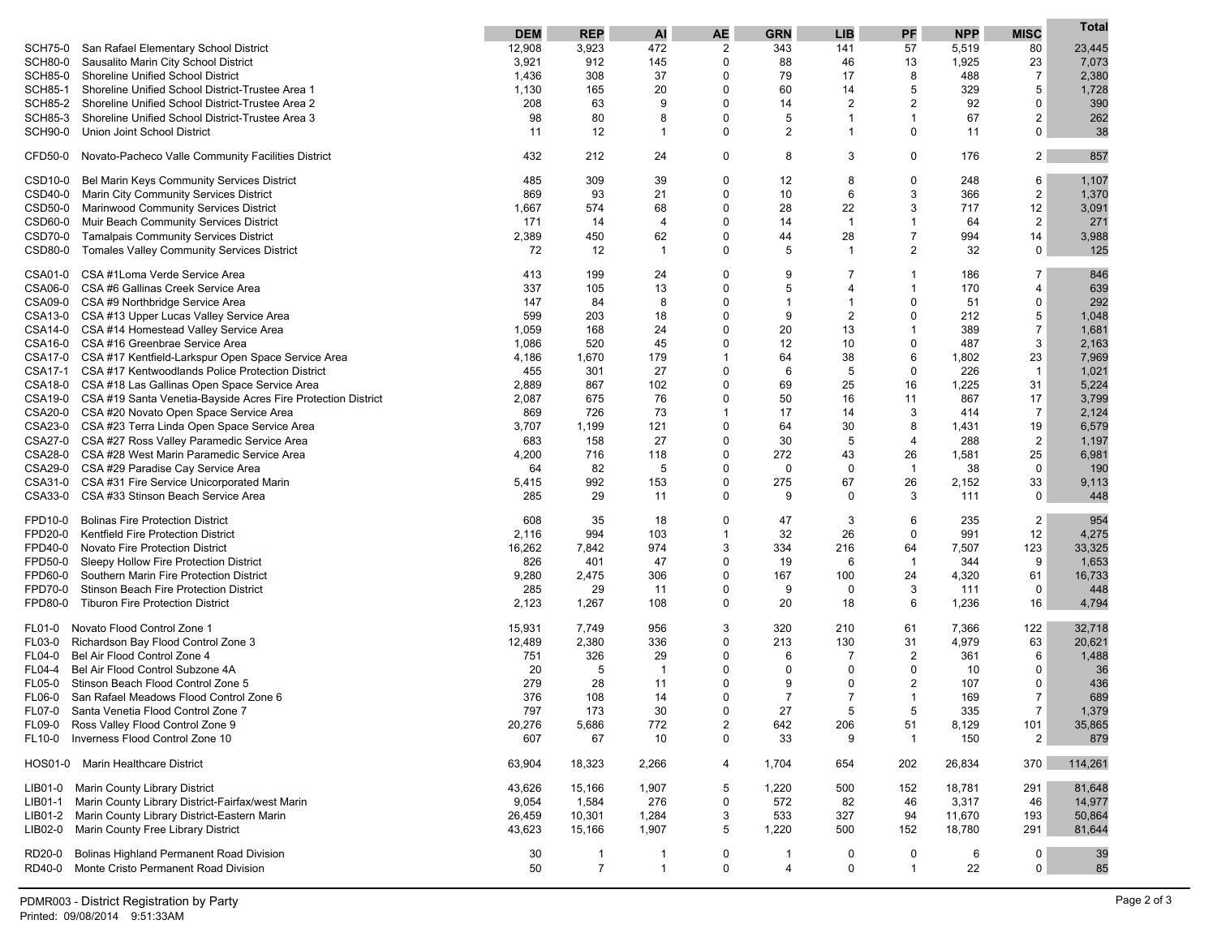| | | DEM | REP | AI | AE | GRN | LIB | PF | NPP | MISC | Total |
|---|---|---|---|---|---|---|---|---|---|---|---|
| SCH75-0 | San Rafael Elementary School District | 12,908 | 3,923 | 472 | 2 | 343 | 141 | 57 | 5,519 | 80 | 23,445 |
| SCH80-0 | Sausalito Marin City School District | 3,921 | 912 | 145 | 0 | 88 | 46 | 13 | 1,925 | 23 | 7,073 |
| SCH85-0 | Shoreline Unified School District | 1,436 | 308 | 37 | 0 | 79 | 17 | 8 | 488 | 7 | 2,380 |
| SCH85-1 | Shoreline Unified School District-Trustee Area 1 | 1,130 | 165 | 20 | 0 | 60 | 14 | 5 | 329 | 5 | 1,728 |
| SCH85-2 | Shoreline Unified School District-Trustee Area 2 | 208 | 63 | 9 | 0 | 14 | 2 | 2 | 92 | 0 | 390 |
| SCH85-3 | Shoreline Unified School District-Trustee Area 3 | 98 | 80 | 8 | 0 | 5 | 1 | 1 | 67 | 2 | 262 |
| SCH90-0 | Union Joint School District | 11 | 12 | 1 | 0 | 2 | 1 | 0 | 11 | 0 | 38 |
| CFD50-0 | Novato-Pacheco Valle Community Facilities District | 432 | 212 | 24 | 0 | 8 | 3 | 0 | 176 | 2 | 857 |
| CSD10-0 | Bel Marin Keys Community Services District | 485 | 309 | 39 | 0 | 12 | 8 | 0 | 248 | 6 | 1,107 |
| CSD40-0 | Marin City Community Services District | 869 | 93 | 21 | 0 | 10 | 6 | 3 | 366 | 2 | 1,370 |
| CSD50-0 | Marinwood Community Services District | 1,667 | 574 | 68 | 0 | 28 | 22 | 3 | 717 | 12 | 3,091 |
| CSD60-0 | Muir Beach Community Services District | 171 | 14 | 4 | 0 | 14 | 1 | 1 | 64 | 2 | 271 |
| CSD70-0 | Tamalpais Community Services District | 2,389 | 450 | 62 | 0 | 44 | 28 | 7 | 994 | 14 | 3,988 |
| CSD80-0 | Tomales Valley Community Services District | 72 | 12 | 1 | 0 | 5 | 1 | 2 | 32 | 0 | 125 |
| CSA01-0 | CSA #1Loma Verde Service Area | 413 | 199 | 24 | 0 | 9 | 7 | 1 | 186 | 7 | 846 |
| CSA06-0 | CSA #6 Gallinas Creek Service Area | 337 | 105 | 13 | 0 | 5 | 4 | 1 | 170 | 4 | 639 |
| CSA09-0 | CSA #9 Northbridge Service Area | 147 | 84 | 8 | 0 | 1 | 1 | 0 | 51 | 0 | 292 |
| CSA13-0 | CSA #13 Upper Lucas Valley Service Area | 599 | 203 | 18 | 0 | 9 | 2 | 0 | 212 | 5 | 1,048 |
| CSA14-0 | CSA #14 Homestead Valley Service Area | 1,059 | 168 | 24 | 0 | 20 | 13 | 1 | 389 | 7 | 1,681 |
| CSA16-0 | CSA #16 Greenbrae Service Area | 1,086 | 520 | 45 | 0 | 12 | 10 | 0 | 487 | 3 | 2,163 |
| CSA17-0 | CSA #17 Kentfield-Larkspur Open Space Service Area | 4,186 | 1,670 | 179 | 1 | 64 | 38 | 6 | 1,802 | 23 | 7,969 |
| CSA17-1 | CSA #17 Kentwoodlands Police Protection District | 455 | 301 | 27 | 0 | 6 | 5 | 0 | 226 | 1 | 1,021 |
| CSA18-0 | CSA #18 Las Gallinas Open Space Service Area | 2,889 | 867 | 102 | 0 | 69 | 25 | 16 | 1,225 | 31 | 5,224 |
| CSA19-0 | CSA #19 Santa Venetia-Bayside Acres Fire Protection District | 2,087 | 675 | 76 | 0 | 50 | 16 | 11 | 867 | 17 | 3,799 |
| CSA20-0 | CSA #20 Novato Open Space Service Area | 869 | 726 | 73 | 1 | 17 | 14 | 3 | 414 | 7 | 2,124 |
| CSA23-0 | CSA #23 Terra Linda Open Space Service Area | 3,707 | 1,199 | 121 | 0 | 64 | 30 | 8 | 1,431 | 19 | 6,579 |
| CSA27-0 | CSA #27 Ross Valley Paramedic Service Area | 683 | 158 | 27 | 0 | 30 | 5 | 4 | 288 | 2 | 1,197 |
| CSA28-0 | CSA #28 West Marin Paramedic Service Area | 4,200 | 716 | 118 | 0 | 272 | 43 | 26 | 1,581 | 25 | 6,981 |
| CSA29-0 | CSA #29 Paradise Cay Service Area | 64 | 82 | 5 | 0 | 0 | 0 | 1 | 38 | 0 | 190 |
| CSA31-0 | CSA #31 Fire Service Unicorporated Marin | 5,415 | 992 | 153 | 0 | 275 | 67 | 26 | 2,152 | 33 | 9,113 |
| CSA33-0 | CSA #33 Stinson Beach Service Area | 285 | 29 | 11 | 0 | 9 | 0 | 3 | 111 | 0 | 448 |
| FPD10-0 | Bolinas Fire Protection District | 608 | 35 | 18 | 0 | 47 | 3 | 6 | 235 | 2 | 954 |
| FPD20-0 | Kentfield Fire Protection District | 2,116 | 994 | 103 | 1 | 32 | 26 | 0 | 991 | 12 | 4,275 |
| FPD40-0 | Novato Fire Protection District | 16,262 | 7,842 | 974 | 3 | 334 | 216 | 64 | 7,507 | 123 | 33,325 |
| FPD50-0 | Sleepy Hollow Fire Protection District | 826 | 401 | 47 | 0 | 19 | 6 | 1 | 344 | 9 | 1,653 |
| FPD60-0 | Southern Marin Fire Protection District | 9,280 | 2,475 | 306 | 0 | 167 | 100 | 24 | 4,320 | 61 | 16,733 |
| FPD70-0 | Stinson Beach Fire Protection District | 285 | 29 | 11 | 0 | 9 | 0 | 3 | 111 | 0 | 448 |
| FPD80-0 | Tiburon Fire Protection District | 2,123 | 1,267 | 108 | 0 | 20 | 18 | 6 | 1,236 | 16 | 4,794 |
| FL01-0 | Novato Flood Control Zone 1 | 15,931 | 7,749 | 956 | 3 | 320 | 210 | 61 | 7,366 | 122 | 32,718 |
| FL03-0 | Richardson Bay Flood Control Zone 3 | 12,489 | 2,380 | 336 | 0 | 213 | 130 | 31 | 4,979 | 63 | 20,621 |
| FL04-0 | Bel Air Flood Control Zone 4 | 751 | 326 | 29 | 0 | 6 | 7 | 2 | 361 | 6 | 1,488 |
| FL04-4 | Bel Air Flood Control Subzone 4A | 20 | 5 | 1 | 0 | 0 | 0 | 0 | 10 | 0 | 36 |
| FL05-0 | Stinson Beach Flood Control Zone 5 | 279 | 28 | 11 | 0 | 9 | 0 | 2 | 107 | 0 | 436 |
| FL06-0 | San Rafael Meadows Flood Control Zone 6 | 376 | 108 | 14 | 0 | 7 | 7 | 1 | 169 | 7 | 689 |
| FL07-0 | Santa Venetia Flood Control Zone 7 | 797 | 173 | 30 | 0 | 27 | 5 | 5 | 335 | 7 | 1,379 |
| FL09-0 | Ross Valley Flood Control Zone 9 | 20,276 | 5,686 | 772 | 2 | 642 | 206 | 51 | 8,129 | 101 | 35,865 |
| FL10-0 | Inverness Flood Control Zone 10 | 607 | 67 | 10 | 0 | 33 | 9 | 1 | 150 | 2 | 879 |
| HOS01-0 | Marin Healthcare District | 63,904 | 18,323 | 2,266 | 4 | 1,704 | 654 | 202 | 26,834 | 370 | 114,261 |
| LIB01-0 | Marin County Library District | 43,626 | 15,166 | 1,907 | 5 | 1,220 | 500 | 152 | 18,781 | 291 | 81,648 |
| LIB01-1 | Marin County Library District-Fairfax/west Marin | 9,054 | 1,584 | 276 | 0 | 572 | 82 | 46 | 3,317 | 46 | 14,977 |
| LIB01-2 | Marin County Library District-Eastern Marin | 26,459 | 10,301 | 1,284 | 3 | 533 | 327 | 94 | 11,670 | 193 | 50,864 |
| LIB02-0 | Marin County Free Library District | 43,623 | 15,166 | 1,907 | 5 | 1,220 | 500 | 152 | 18,780 | 291 | 81,644 |
| RD20-0 | Bolinas Highland Permanent Road Division | 30 | 1 | 1 | 0 | 1 | 0 | 0 | 6 | 0 | 39 |
| RD40-0 | Monte Cristo Permanent Road Division | 50 | 7 | 1 | 0 | 4 | 0 | 1 | 22 | 0 | 85 |

PDMR003 - District Registration by Party
Printed: 09/08/2014 9:51:33AM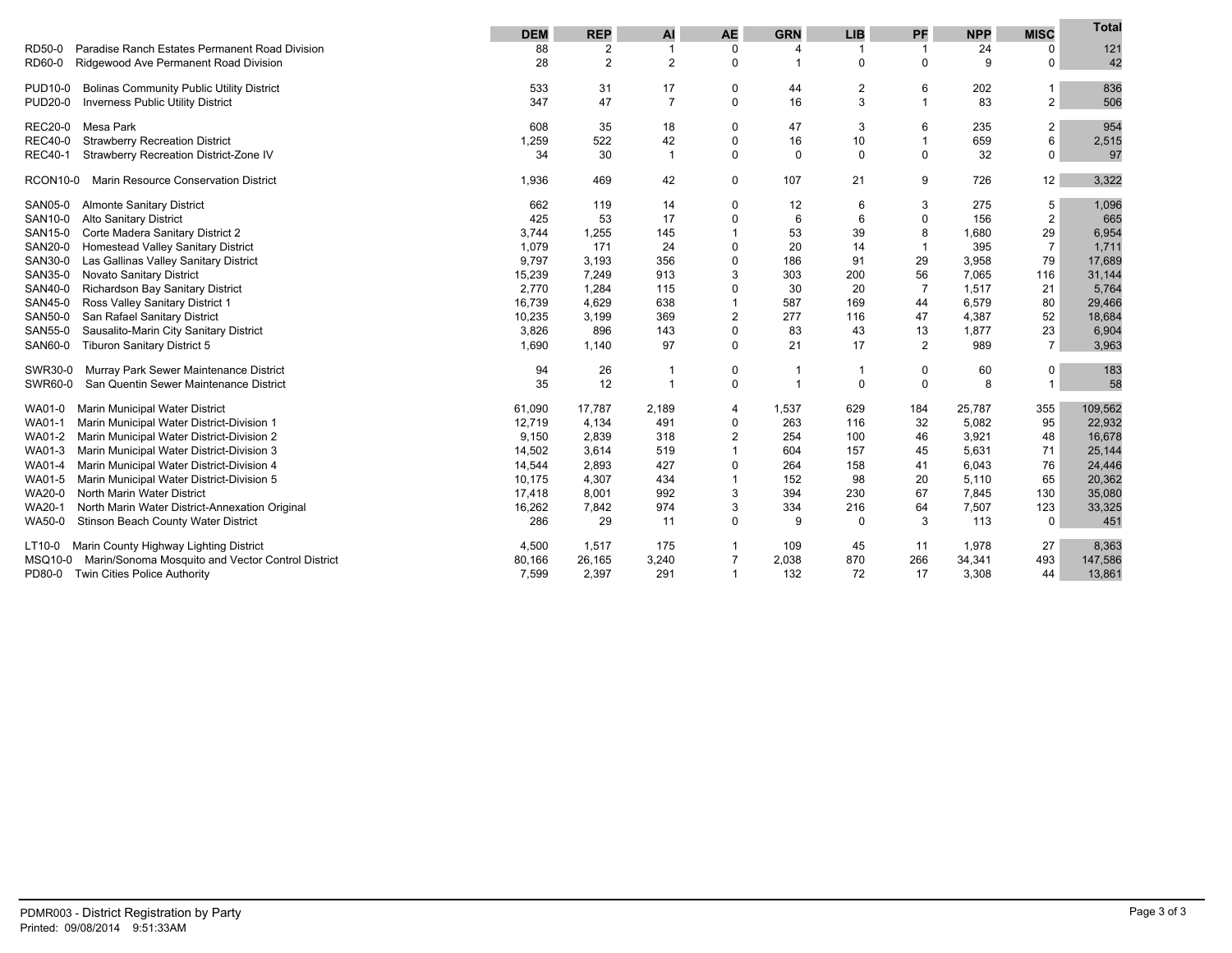| | DEM | REP | AI | AE | GRN | LIB | PF | NPP | MISC | Total |
|---|---|---|---|---|---|---|---|---|---|---|
| RD50-0 Paradise Ranch Estates Permanent Road Division | 88 | 2 | 1 | 0 | 4 | 1 | 1 | 24 | 0 | 121 |
| RD60-0 Ridgewood Ave Permanent Road Division | 28 | 2 | 2 | 0 | 1 | 0 | 0 | 9 | 0 | 42 |
| PUD10-0 Bolinas Community Public Utility District | 533 | 31 | 17 | 0 | 44 | 2 | 6 | 202 | 1 | 836 |
| PUD20-0 Inverness Public Utility District | 347 | 47 | 7 | 0 | 16 | 3 | 1 | 83 | 2 | 506 |
| REC20-0 Mesa Park | 608 | 35 | 18 | 0 | 47 | 3 | 6 | 235 | 2 | 954 |
| REC40-0 Strawberry Recreation District | 1,259 | 522 | 42 | 0 | 16 | 10 | 1 | 659 | 6 | 2,515 |
| REC40-1 Strawberry Recreation District-Zone IV | 34 | 30 | 1 | 0 | 0 | 0 | 0 | 32 | 0 | 97 |
| RCON10-0 Marin Resource Conservation District | 1,936 | 469 | 42 | 0 | 107 | 21 | 9 | 726 | 12 | 3,322 |
| SAN05-0 Almonte Sanitary District | 662 | 119 | 14 | 0 | 12 | 6 | 3 | 275 | 5 | 1,096 |
| SAN10-0 Alto Sanitary District | 425 | 53 | 17 | 0 | 6 | 6 | 0 | 156 | 2 | 665 |
| SAN15-0 Corte Madera Sanitary District 2 | 3,744 | 1,255 | 145 | 1 | 53 | 39 | 8 | 1,680 | 29 | 6,954 |
| SAN20-0 Homestead Valley Sanitary District | 1,079 | 171 | 24 | 0 | 20 | 14 | 1 | 395 | 7 | 1,711 |
| SAN30-0 Las Gallinas Valley Sanitary District | 9,797 | 3,193 | 356 | 0 | 186 | 91 | 29 | 3,958 | 79 | 17,689 |
| SAN35-0 Novato Sanitary District | 15,239 | 7,249 | 913 | 3 | 303 | 200 | 56 | 7,065 | 116 | 31,144 |
| SAN40-0 Richardson Bay Sanitary District | 2,770 | 1,284 | 115 | 0 | 30 | 20 | 7 | 1,517 | 21 | 5,764 |
| SAN45-0 Ross Valley Sanitary District 1 | 16,739 | 4,629 | 638 | 1 | 587 | 169 | 44 | 6,579 | 80 | 29,466 |
| SAN50-0 San Rafael Sanitary District | 10,235 | 3,199 | 369 | 2 | 277 | 116 | 47 | 4,387 | 52 | 18,684 |
| SAN55-0 Sausalito-Marin City Sanitary District | 3,826 | 896 | 143 | 0 | 83 | 43 | 13 | 1,877 | 23 | 6,904 |
| SAN60-0 Tiburon Sanitary District 5 | 1,690 | 1,140 | 97 | 0 | 21 | 17 | 2 | 989 | 7 | 3,963 |
| SWR30-0 Murray Park Sewer Maintenance District | 94 | 26 | 1 | 0 | 1 | 1 | 0 | 60 | 0 | 183 |
| SWR60-0 San Quentin Sewer Maintenance District | 35 | 12 | 1 | 0 | 1 | 0 | 0 | 8 | 1 | 58 |
| WA01-0 Marin Municipal Water District | 61,090 | 17,787 | 2,189 | 4 | 1,537 | 629 | 184 | 25,787 | 355 | 109,562 |
| WA01-1 Marin Municipal Water District-Division 1 | 12,719 | 4,134 | 491 | 0 | 263 | 116 | 32 | 5,082 | 95 | 22,932 |
| WA01-2 Marin Municipal Water District-Division 2 | 9,150 | 2,839 | 318 | 2 | 254 | 100 | 46 | 3,921 | 48 | 16,678 |
| WA01-3 Marin Municipal Water District-Division 3 | 14,502 | 3,614 | 519 | 1 | 604 | 157 | 45 | 5,631 | 71 | 25,144 |
| WA01-4 Marin Municipal Water District-Division 4 | 14,544 | 2,893 | 427 | 0 | 264 | 158 | 41 | 6,043 | 76 | 24,446 |
| WA01-5 Marin Municipal Water District-Division 5 | 10,175 | 4,307 | 434 | 1 | 152 | 98 | 20 | 5,110 | 65 | 20,362 |
| WA20-0 North Marin Water District | 17,418 | 8,001 | 992 | 3 | 394 | 230 | 67 | 7,845 | 130 | 35,080 |
| WA20-1 North Marin Water District-Annexation Original | 16,262 | 7,842 | 974 | 3 | 334 | 216 | 64 | 7,507 | 123 | 33,325 |
| WA50-0 Stinson Beach County Water District | 286 | 29 | 11 | 0 | 9 | 0 | 3 | 113 | 0 | 451 |
| LT10-0 Marin County Highway Lighting District | 4,500 | 1,517 | 175 | 1 | 109 | 45 | 11 | 1,978 | 27 | 8,363 |
| MSQ10-0 Marin/Sonoma Mosquito and Vector Control District | 80,166 | 26,165 | 3,240 | 7 | 2,038 | 870 | 266 | 34,341 | 493 | 147,586 |
| PD80-0 Twin Cities Police Authority | 7,599 | 2,397 | 291 | 1 | 132 | 72 | 17 | 3,308 | 44 | 13,861 |

PDMR003 - District Registration by Party
Printed: 09/08/2014 9:51:33AM